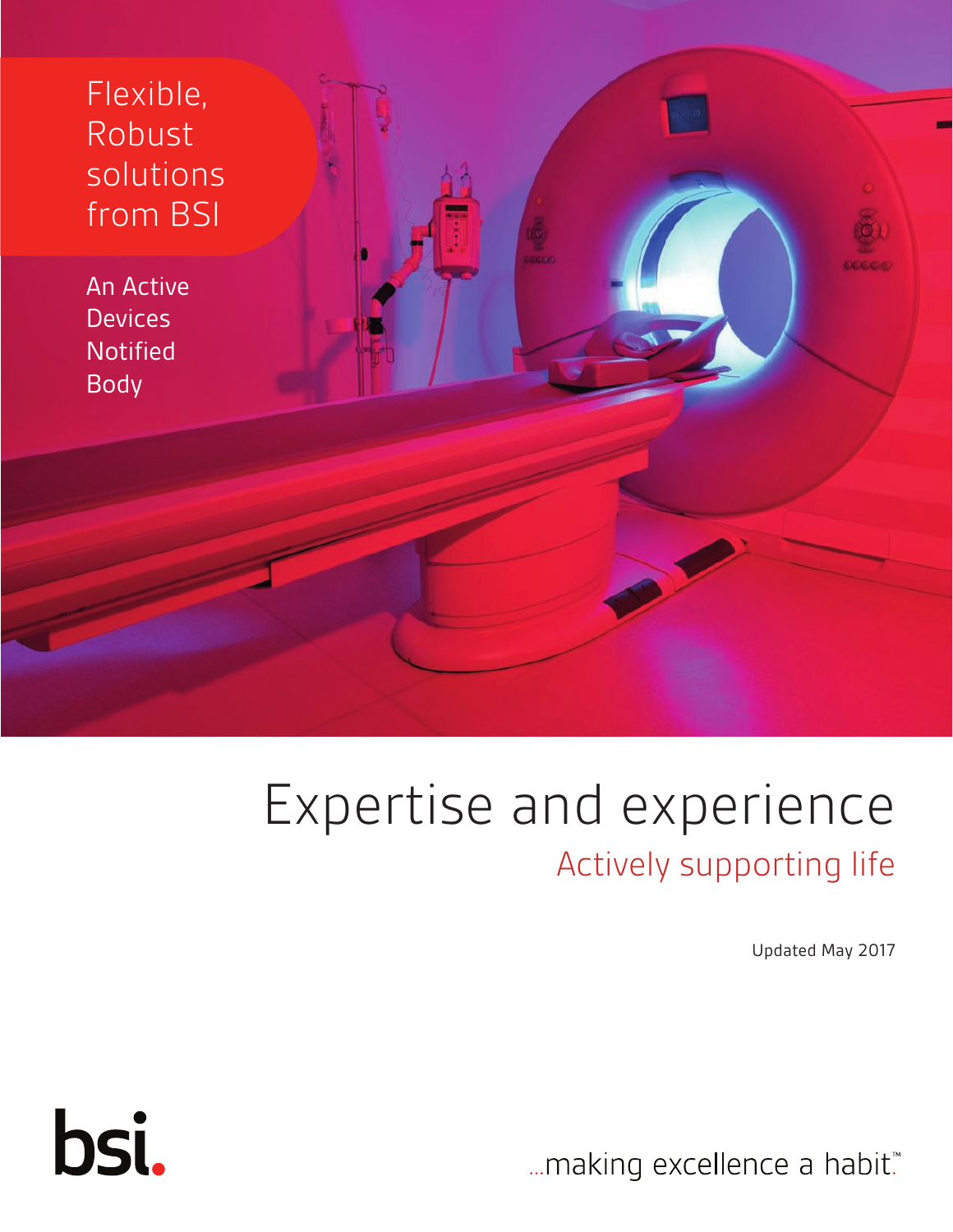Flexible, Robust solutions from BSI

An Active Devices Notified Body

# Expertise and experience

## Actively supporting life

Updated May 2017

bsi.

...making excellence a habit.™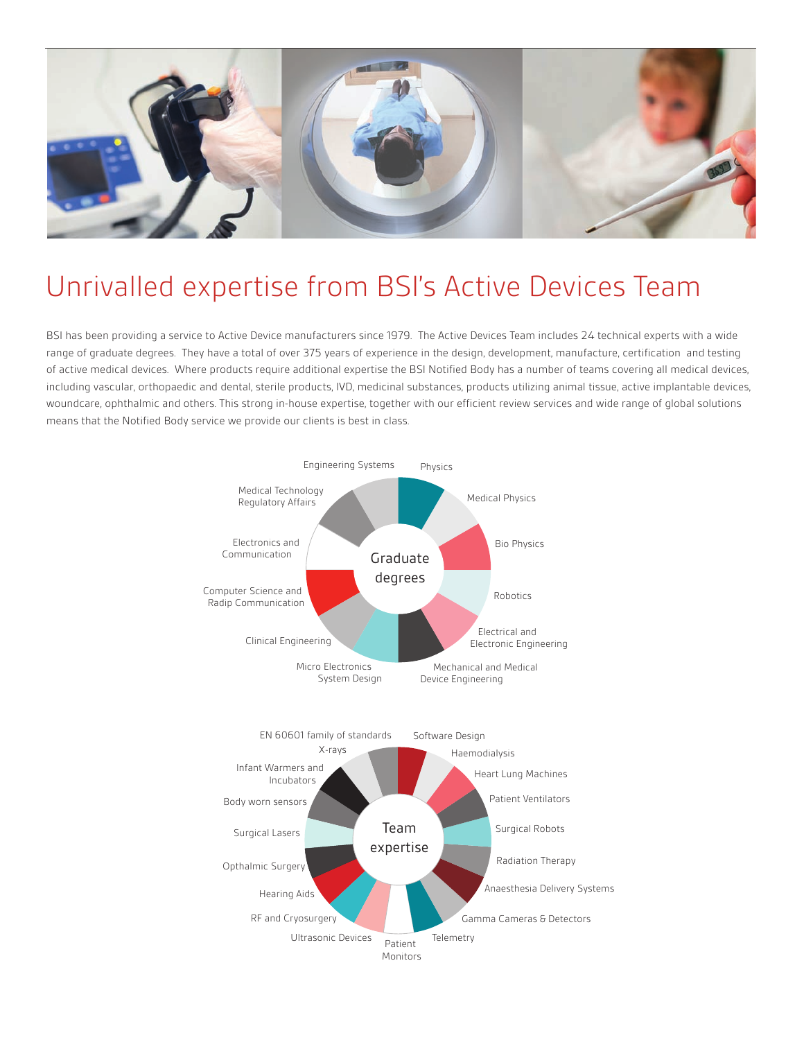# Unrivalled expertise from BSI's Active Devices Team

BSI has been providing a service to Active Device manufacturers since 1979. The Active Devices Team includes 24 technical experts with a wide range of graduate degrees. They have a total of over 375 years of experience in the design, development, manufacture, certification and testing of active medical devices. Where products require additional expertise the BSI Notified Body has a number of teams covering all medical devices, including vascular, orthopaedic and dental, sterile products, IVD, medicinal substances, products utilizing animal tissue, active implantable devices, woundcare, ophthalmic and others. This strong in-house expertise, together with our efficient review services and wide range of global solutions means that the Notified Body service we provide our clients is best in class.

**Graduate degrees**

- Physics
- Medical Physics
- Bio Physics
- Robotics
- Electrical and Electronic Engineering
- Mechanical and Medical Device Engineering
- Micro Electronics System Design
- Clinical Engineering
- Computer Science and Radip Communication
- Electronics and Communication
- Medical Technology Regulatory Affairs
- Engineering Systems

**Team expertise**

- Software Design
- Haemodialysis
- Heart Lung Machines
- Patient Ventilators
- Surgical Robots
- Radiation Therapy
- Anaesthesia Delivery Systems
- Gamma Cameras & Detectors
- Telemetry
- Patient Monitors
- Ultrasonic Devices
- RF and Cryosurgery
- Hearing Aids
- Opthalmic Surgery
- Surgical Lasers
- Body worn sensors
- Infant Warmers and Incubators
- X-rays
- EN 60601 family of standards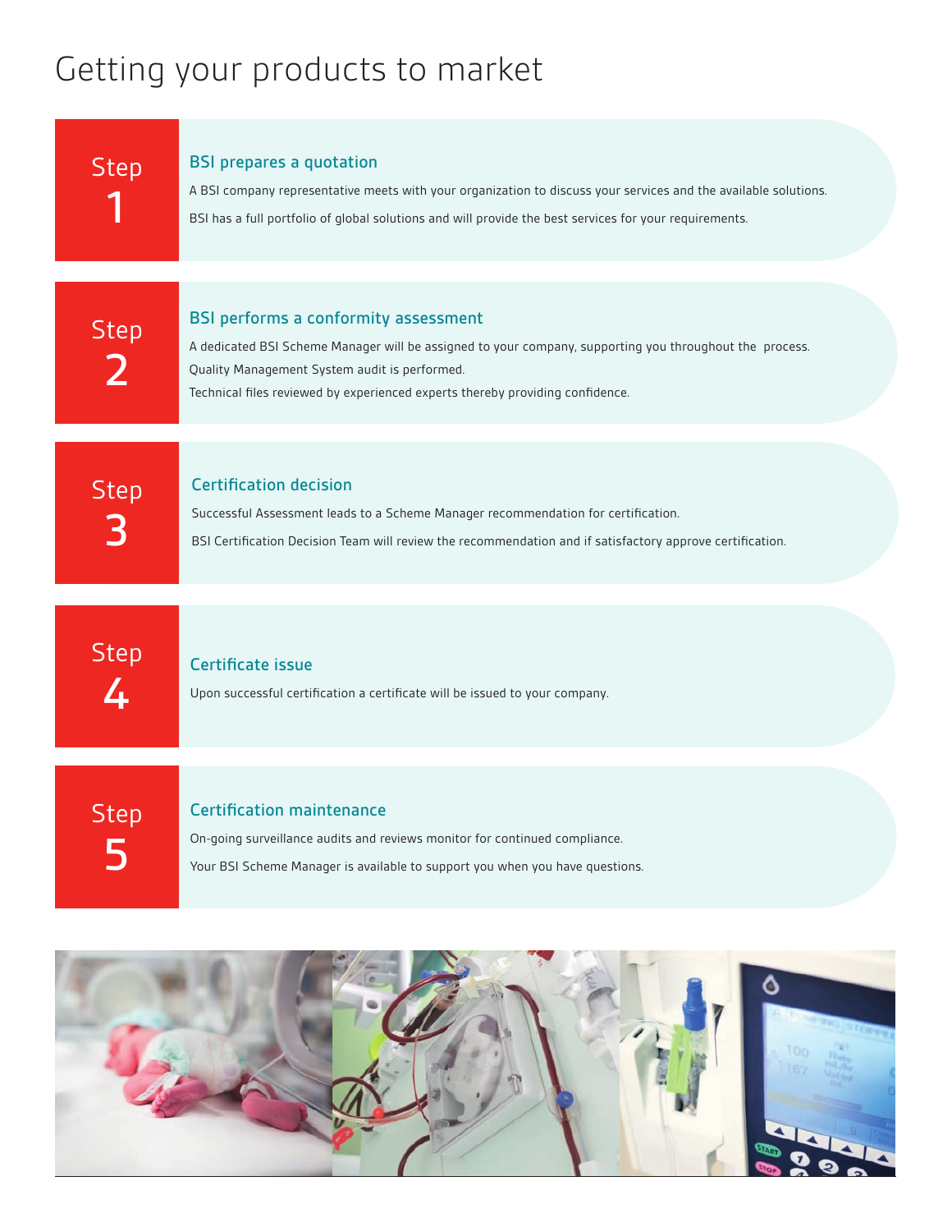# Getting your products to market

## Step 1

### BSI prepares a quotation

A BSI company representative meets with your organization to discuss your services and the available solutions.

BSI has a full portfolio of global solutions and will provide the best services for your requirements.

## Step 2

### BSI performs a conformity assessment

A dedicated BSI Scheme Manager will be assigned to your company, supporting you throughout the process.

Quality Management System audit is performed.

Technical files reviewed by experienced experts thereby providing confidence.

## Step 3

### Certification decision

Successful Assessment leads to a Scheme Manager recommendation for certification.

BSI Certification Decision Team will review the recommendation and if satisfactory approve certification.

## Step 4

### Certificate issue

Upon successful certification a certificate will be issued to your company.

## Step 5

### Certification maintenance

On-going surveillance audits and reviews monitor for continued compliance.

Your BSI Scheme Manager is available to support you when you have questions.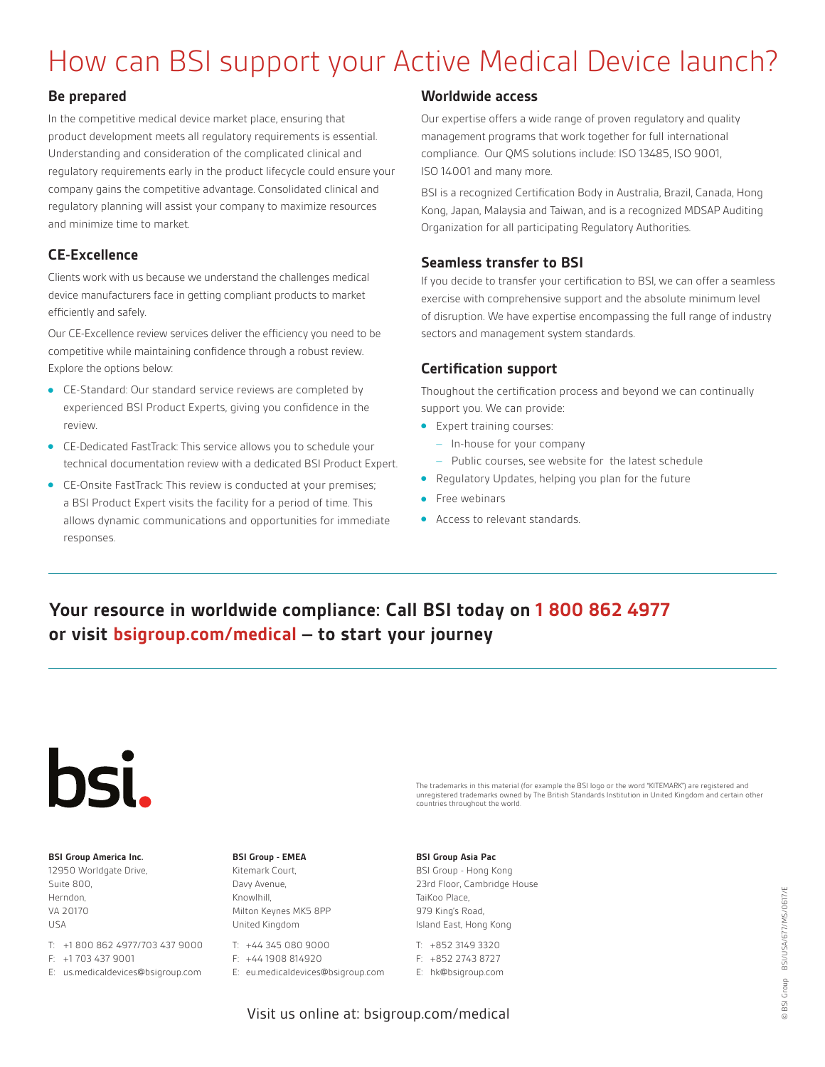# How can BSI support your Active Medical Device launch?

## Be prepared

In the competitive medical device market place, ensuring that product development meets all regulatory requirements is essential. Understanding and consideration of the complicated clinical and regulatory requirements early in the product lifecycle could ensure your company gains the competitive advantage. Consolidated clinical and regulatory planning will assist your company to maximize resources and minimize time to market.

## CE-Excellence

Clients work with us because we understand the challenges medical device manufacturers face in getting compliant products to market efficiently and safely.

Our CE-Excellence review services deliver the efficiency you need to be competitive while maintaining confidence through a robust review. Explore the options below:

- CE-Standard: Our standard service reviews are completed by experienced BSI Product Experts, giving you confidence in the review.
- CE-Dedicated FastTrack: This service allows you to schedule your technical documentation review with a dedicated BSI Product Expert.
- CE-Onsite FastTrack: This review is conducted at your premises; a BSI Product Expert visits the facility for a period of time. This allows dynamic communications and opportunities for immediate responses.

## Worldwide access

Our expertise offers a wide range of proven regulatory and quality management programs that work together for full international compliance. Our QMS solutions include: ISO 13485, ISO 9001, ISO 14001 and many more.

BSI is a recognized Certification Body in Australia, Brazil, Canada, Hong Kong, Japan, Malaysia and Taiwan, and is a recognized MDSAP Auditing Organization for all participating Regulatory Authorities.

## Seamless transfer to BSI

If you decide to transfer your certification to BSI, we can offer a seamless exercise with comprehensive support and the absolute minimum level of disruption. We have expertise encompassing the full range of industry sectors and management system standards.

## Certification support

Thoughout the certification process and beyond we can continually support you. We can provide:

- Expert training courses:
  - In-house for your company
  - Public courses, see website for the latest schedule
- Regulatory Updates, helping you plan for the future
- Free webinars
- Access to relevant standards.

---

**Your resource in worldwide compliance: Call BSI today on 1 800 862 4977 or visit bsigroup.com/medical – to start your journey**

---

bsi.

The trademarks in this material (for example the BSI logo or the word "KITEMARK") are registered and unregistered trademarks owned by The British Standards Institution in United Kingdom and certain other countries throughout the world.

**BSI Group America Inc.**
12950 Worldgate Drive,
Suite 800,
Herndon,
VA 20170
USA

T: +1 800 862 4977/703 437 9000
F: +1 703 437 9001
E: us.medicaldevices@bsigroup.com

**BSI Group - EMEA**
Kitemark Court,
Davy Avenue,
Knowlhill,
Milton Keynes MK5 8PP
United Kingdom

T: +44 345 080 9000
F: +44 1908 814920
E: eu.medicaldevices@bsigroup.com

**BSI Group Asia Pac**
BSI Group - Hong Kong
23rd Floor, Cambridge House
TaiKoo Place,
979 King's Road,
Island East, Hong Kong

T: +852 3149 3320
F: +852 2743 8727
E: hk@bsigroup.com

Visit us online at: bsigroup.com/medical

© BSI Group BSI/USA/677/MS/0617/E